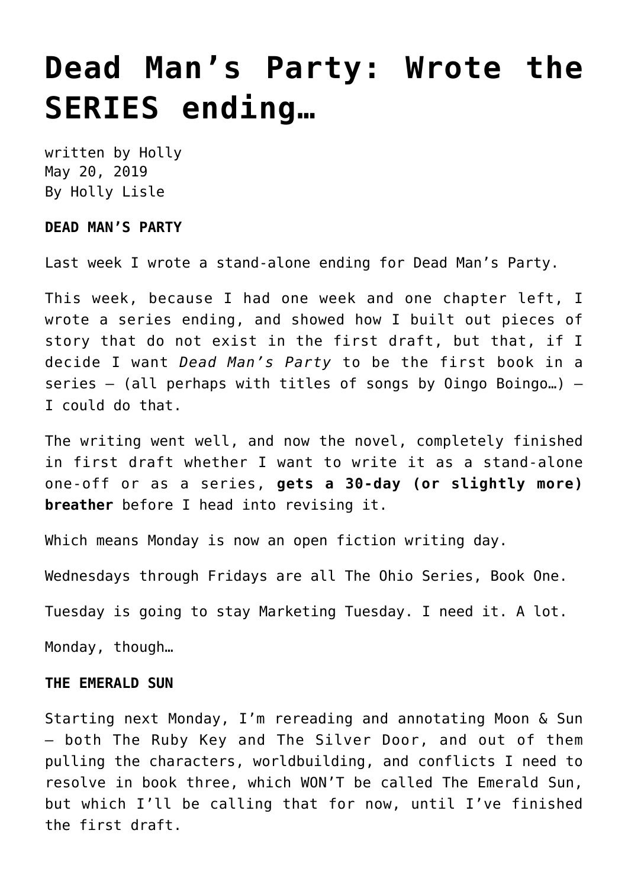# Dead Man’s Party: Wrote the SERIES ending…

written by Holly
May 20, 2019
By Holly Lisle

**DEAD MAN’S PARTY**

Last week I wrote a stand-alone ending for Dead Man’s Party.

This week, because I had one week and one chapter left, I wrote a series ending, and showed how I built out pieces of story that do not exist in the first draft, but that, if I decide I want *Dead Man’s Party* to be the first book in a series — (all perhaps with titles of songs by Oingo Boingo…) — I could do that.

The writing went well, and now the novel, completely finished in first draft whether I want to write it as a stand-alone one-off or as a series, **gets a 30-day (or slightly more) breather** before I head into revising it.

Which means Monday is now an open fiction writing day.

Wednesdays through Fridays are all The Ohio Series, Book One.

Tuesday is going to stay Marketing Tuesday. I need it. A lot.

Monday, though…

**THE EMERALD SUN**

Starting next Monday, I’m rereading and annotating Moon & Sun — both The Ruby Key and The Silver Door, and out of them pulling the characters, worldbuilding, and conflicts I need to resolve in book three, which WON’T be called The Emerald Sun, but which I’ll be calling that for now, until I’ve finished the first draft.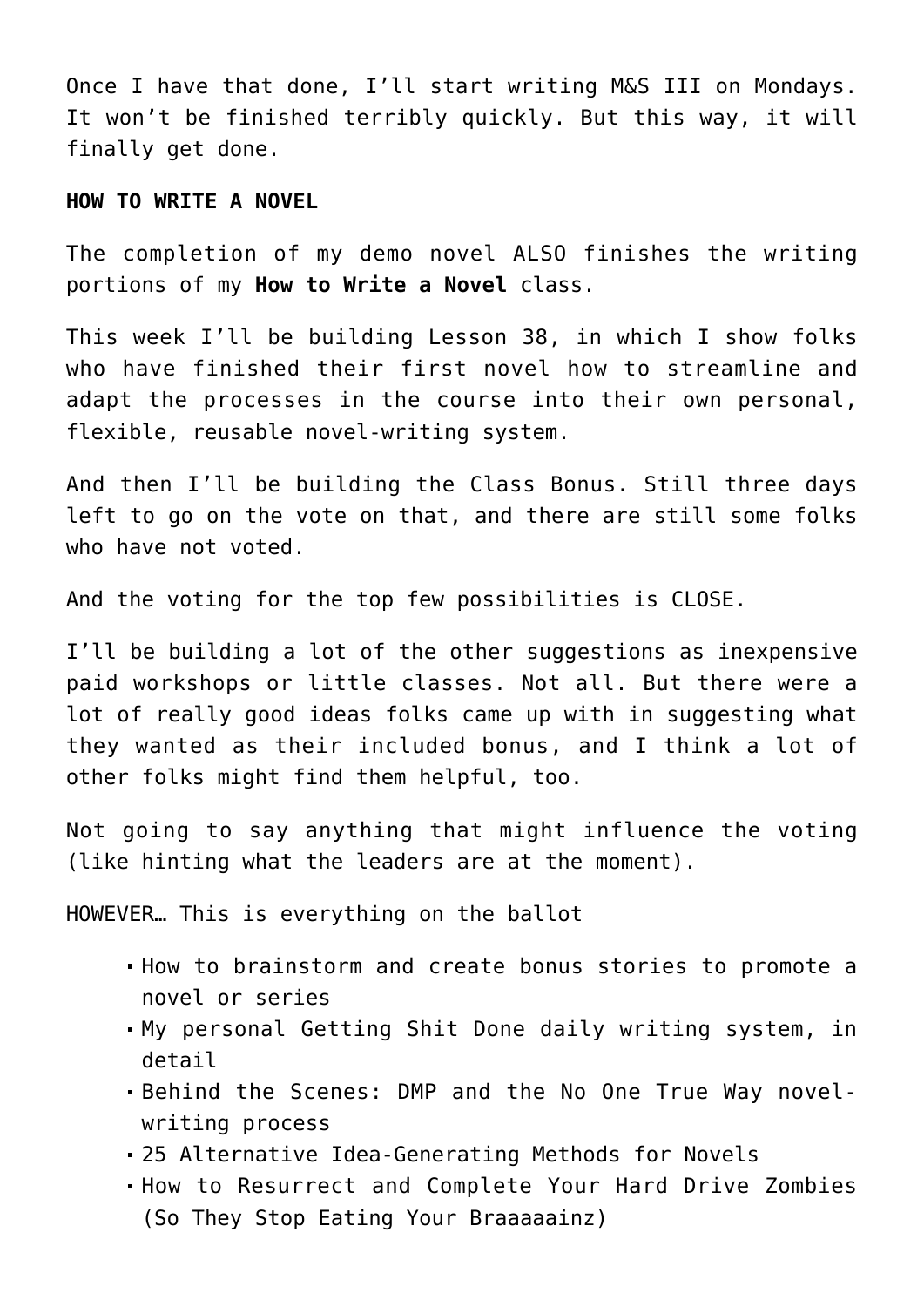Once I have that done, I'll start writing M&S III on Mondays. It won't be finished terribly quickly. But this way, it will finally get done.

**HOW TO WRITE A NOVEL**

The completion of my demo novel ALSO finishes the writing portions of my **How to Write a Novel** class.

This week I'll be building Lesson 38, in which I show folks who have finished their first novel how to streamline and adapt the processes in the course into their own personal, flexible, reusable novel-writing system.

And then I'll be building the Class Bonus. Still three days left to go on the vote on that, and there are still some folks who have not voted.

And the voting for the top few possibilities is CLOSE.

I'll be building a lot of the other suggestions as inexpensive paid workshops or little classes. Not all. But there were a lot of really good ideas folks came up with in suggesting what they wanted as their included bonus, and I think a lot of other folks might find them helpful, too.

Not going to say anything that might influence the voting (like hinting what the leaders are at the moment).

HOWEVER… This is everything on the ballot

- How to brainstorm and create bonus stories to promote a novel or series
- My personal Getting Shit Done daily writing system, in detail
- Behind the Scenes: DMP and the No One True Way novel-writing process
- 25 Alternative Idea-Generating Methods for Novels
- How to Resurrect and Complete Your Hard Drive Zombies (So They Stop Eating Your Braaaaainz)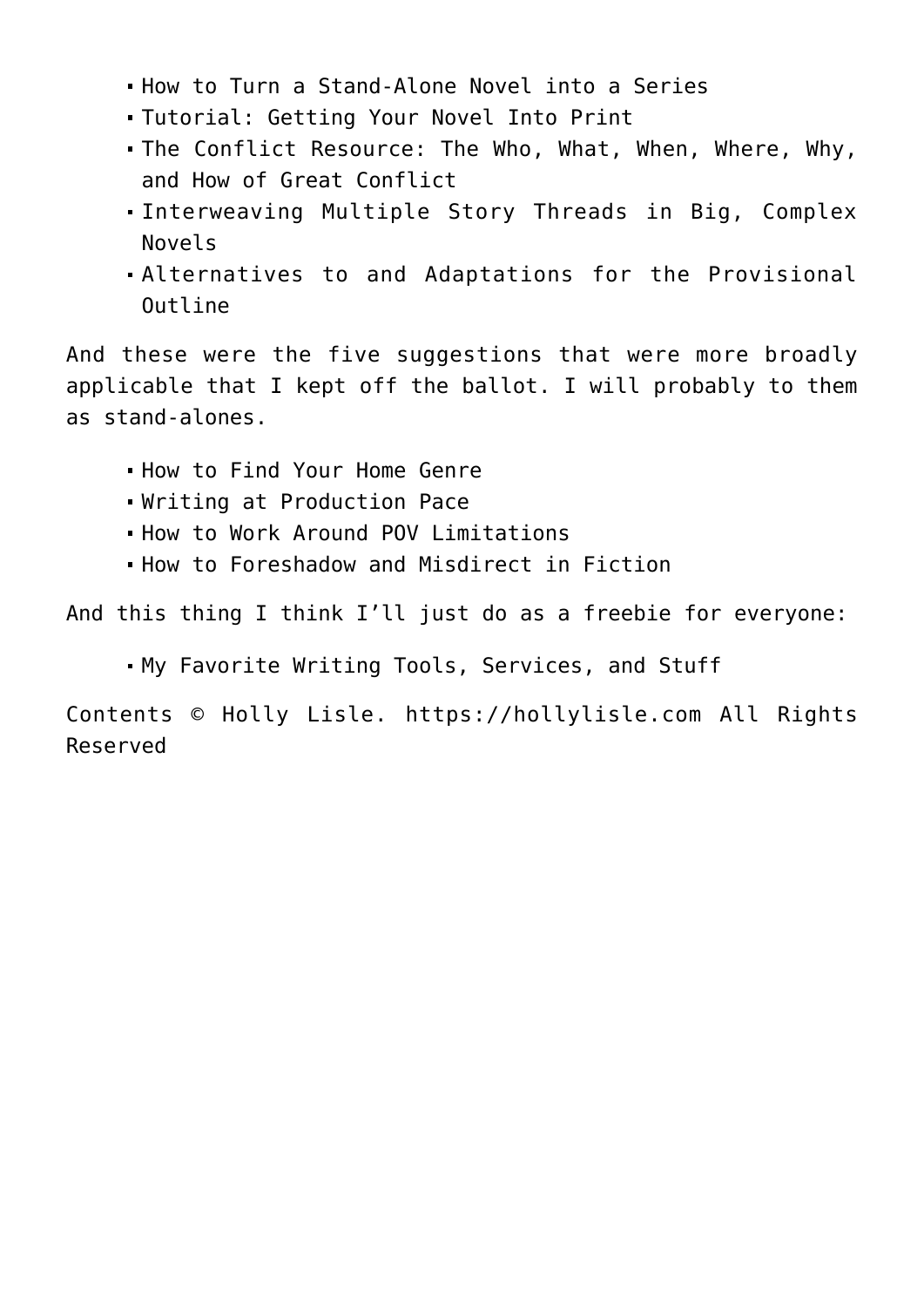- How to Turn a Stand-Alone Novel into a Series
- Tutorial: Getting Your Novel Into Print
- The Conflict Resource: The Who, What, When, Where, Why, and How of Great Conflict
- Interweaving Multiple Story Threads in Big, Complex Novels
- Alternatives to and Adaptations for the Provisional Outline

And these were the five suggestions that were more broadly applicable that I kept off the ballot. I will probably to them as stand-alones.

- How to Find Your Home Genre
- Writing at Production Pace
- How to Work Around POV Limitations
- How to Foreshadow and Misdirect in Fiction

And this thing I think I'll just do as a freebie for everyone:

- My Favorite Writing Tools, Services, and Stuff

Contents © Holly Lisle. https://hollylisle.com All Rights Reserved